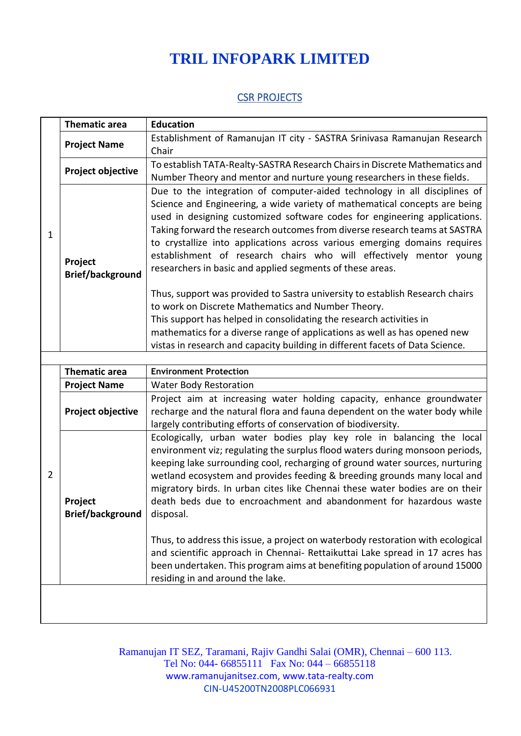# TRIL INFOPARK LIMITED

## CSR PROJECTS

| | | |
|---|---|---|
| 1 | **Thematic area** | **Education** |
| | **Project Name** | Establishment of Ramanujan IT city - SASTRA Srinivasa Ramanujan Research Chair |
| | **Project objective** | To establish TATA-Realty-SASTRA Research Chairs in Discrete Mathematics and Number Theory and mentor and nurture young researchers in these fields. |
| | **Project Brief/background** | Due to the integration of computer-aided technology in all disciplines of Science and Engineering, a wide variety of mathematical concepts are being used in designing customized software codes for engineering applications. Taking forward the research outcomes from diverse research teams at SASTRA to crystallize into applications across various emerging domains requires establishment of research chairs who will effectively mentor young researchers in basic and applied segments of these areas.<br><br>Thus, support was provided to Sastra university to establish Research chairs to work on Discrete Mathematics and Number Theory.<br>This support has helped in consolidating the research activities in mathematics for a diverse range of applications as well as has opened new vistas in research and capacity building in different facets of Data Science. |
| | | |
| 2 | **Thematic area** | **Environment Protection** |
| | **Project Name** | Water Body Restoration |
| | **Project objective** | Project aim at increasing water holding capacity, enhance groundwater recharge and the natural flora and fauna dependent on the water body while largely contributing efforts of conservation of biodiversity. |
| | **Project Brief/background** | Ecologically, urban water bodies play key role in balancing the local environment viz; regulating the surplus flood waters during monsoon periods, keeping lake surrounding cool, recharging of ground water sources, nurturing wetland ecosystem and provides feeding & breeding grounds many local and migratory birds. In urban cites like Chennai these water bodies are on their death beds due to encroachment and abandonment for hazardous waste disposal.<br><br>Thus, to address this issue, a project on waterbody restoration with ecological and scientific approach in Chennai- Rettaikuttai Lake spread in 17 acres has been undertaken. This program aims at benefiting population of around 15000 residing in and around the lake. |

Ramanujan IT SEZ, Taramani, Rajiv Gandhi Salai (OMR), Chennai – 600 113.
Tel No: 044- 66855111 Fax No: 044 – 66855118
www.ramanujanitsez.com, www.tata-realty.com
CIN-U45200TN2008PLC066931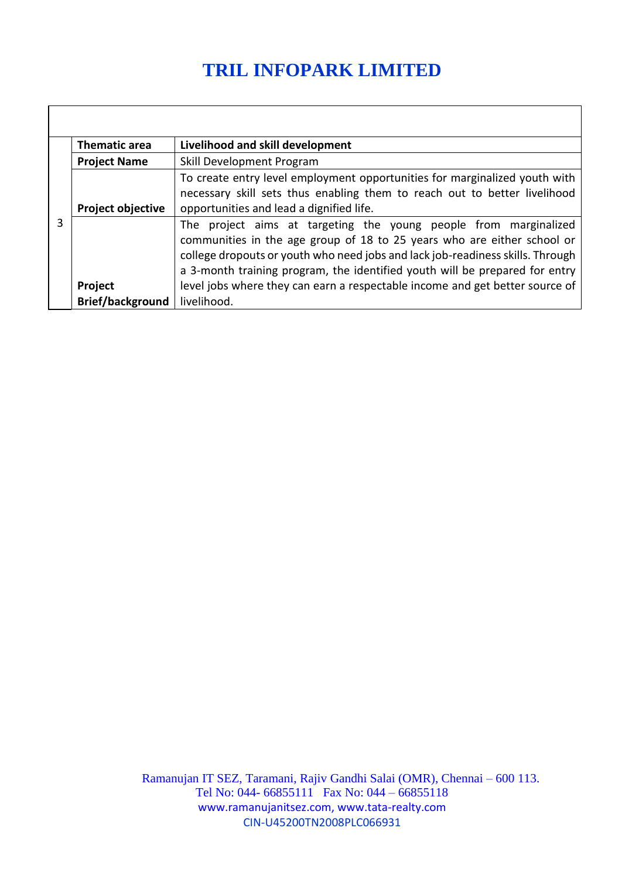# TRIL INFOPARK LIMITED

| | | |
|---|---|---|
| 3 | **Thematic area** | **Livelihood and skill development** |
| | **Project Name** | Skill Development Program |
| | **Project objective** | To create entry level employment opportunities for marginalized youth with necessary skill sets thus enabling them to reach out to better livelihood opportunities and lead a dignified life. |
| | **Project Brief/background** | The project aims at targeting the young people from marginalized communities in the age group of 18 to 25 years who are either school or college dropouts or youth who need jobs and lack job-readiness skills. Through a 3-month training program, the identified youth will be prepared for entry level jobs where they can earn a respectable income and get better source of livelihood. |

Ramanujan IT SEZ, Taramani, Rajiv Gandhi Salai (OMR), Chennai – 600 113.
Tel No: 044- 66855111 Fax No: 044 – 66855118
www.ramanujanitsez.com, www.tata-realty.com
CIN-U45200TN2008PLC066931